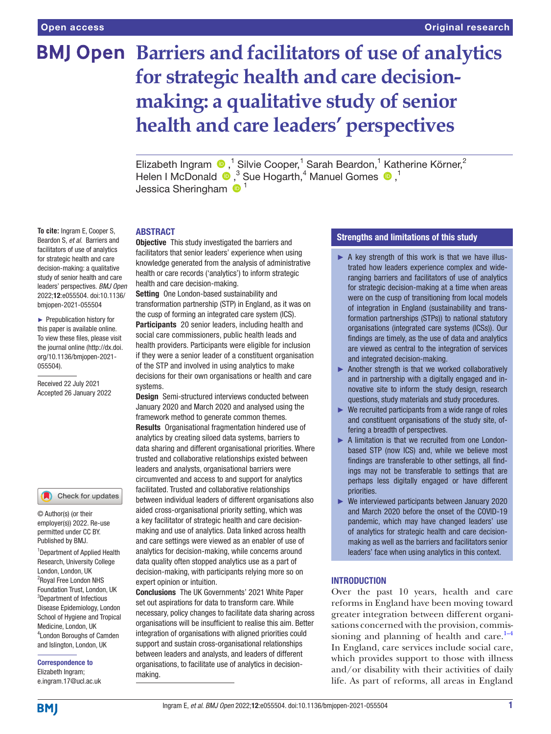# Barriers and facilitators of use of analytics for strategic health and care decision-making: a qualitative study of senior health and care leaders' perspectives

Elizabeth Ingram,[1] Silvie Cooper,[1] Sarah Beardon,[1] Katherine Körner,[2] Helen I McDonald,[3] Sue Hogarth,[4] Manuel Gomes,[1] Jessica Sheringham[1]

**To cite:** Ingram E, Cooper S, Beardon S, *et al*. Barriers and facilitators of use of analytics for strategic health and care decision-making: a qualitative study of senior health and care leaders' perspectives. *BMJ Open* 2022;**12**:e055504. doi:10.1136/bmjopen-2021-055504

► Prepublication history for this paper is available online. To view these files, please visit the journal online (http://dx.doi.org/10.1136/bmjopen-2021-055504).

Received 22 July 2021
Accepted 26 January 2022

© Author(s) (or their employer(s)) 2022. Re-use permitted under CC BY. Published by BMJ.

[1]Department of Applied Health Research, University College London, London, UK
[2]Royal Free London NHS Foundation Trust, London, UK
[3]Department of Infectious Disease Epidemiology, London School of Hygiene and Tropical Medicine, London, UK
[4]London Boroughs of Camden and Islington, London, UK

**Correspondence to** Elizabeth Ingram; e.ingram.17@ucl.ac.uk

## ABSTRACT

**Objective** This study investigated the barriers and facilitators that senior leaders' experience when using knowledge generated from the analysis of administrative health or care records ('analytics') to inform strategic health and care decision-making.

**Setting** One London-based sustainability and transformation partnership (STP) in England, as it was on the cusp of forming an integrated care system (ICS).

**Participants** 20 senior leaders, including health and social care commissioners, public health leads and health providers. Participants were eligible for inclusion if they were a senior leader of a constituent organisation of the STP and involved in using analytics to make decisions for their own organisations or health and care systems.

**Design** Semi-structured interviews conducted between January 2020 and March 2020 and analysed using the framework method to generate common themes.

**Results** Organisational fragmentation hindered use of analytics by creating siloed data systems, barriers to data sharing and different organisational priorities. Where trusted and collaborative relationships existed between leaders and analysts, organisational barriers were circumvented and access to and support for analytics facilitated. Trusted and collaborative relationships between individual leaders of different organisations also aided cross-organisational priority setting, which was a key facilitator of strategic health and care decision-making and use of analytics. Data linked across health and care settings were viewed as an enabler of use of analytics for decision-making, while concerns around data quality often stopped analytics use as a part of decision-making, with participants relying more so on expert opinion or intuition.

**Conclusions** The UK Governments' 2021 White Paper set out aspirations for data to transform care. While necessary, policy changes to facilitate data sharing across organisations will be insufficient to realise this aim. Better integration of organisations with aligned priorities could support and sustain cross-organisational relationships between leaders and analysts, and leaders of different organisations, to facilitate use of analytics in decision-making.

## Strengths and limitations of this study

- ► A key strength of this work is that we have illustrated how leaders experience complex and wide-ranging barriers and facilitators of use of analytics for strategic decision-making at a time when areas were on the cusp of transitioning from local models of integration in England (sustainability and transformation partnerships (STPs)) to national statutory organisations (integrated care systems (ICSs)). Our findings are timely, as the use of data and analytics are viewed as central to the integration of services and integrated decision-making.
- ► Another strength is that we worked collaboratively and in partnership with a digitally engaged and innovative site to inform the study design, research questions, study materials and study procedures.
- ► We recruited participants from a wide range of roles and constituent organisations of the study site, offering a breadth of perspectives.
- ► A limitation is that we recruited from one London-based STP (now ICS) and, while we believe most findings are transferable to other settings, all findings may not be transferable to settings that are perhaps less digitally engaged or have different priorities.
- ► We interviewed participants between January 2020 and March 2020 before the onset of the COVID-19 pandemic, which may have changed leaders' use of analytics for strategic health and care decision-making as well as the barriers and facilitators senior leaders' face when using analytics in this context.

## INTRODUCTION

Over the past 10 years, health and care reforms in England have been moving toward greater integration between different organisations concerned with the provision, commissioning and planning of health and care.[1–4] In England, care services include social care, which provides support to those with illness and/or disability with their activities of daily life. As part of reforms, all areas in England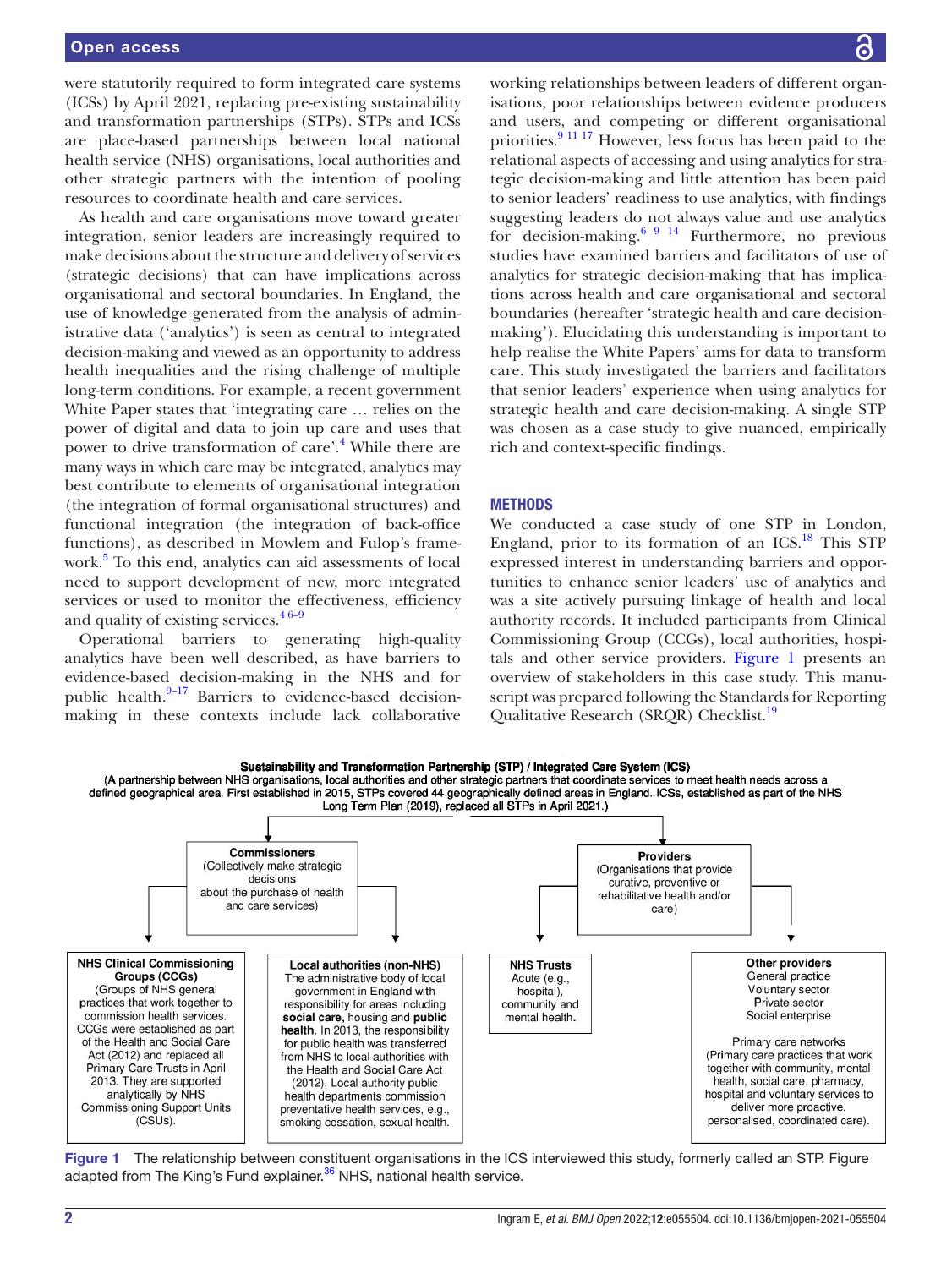were statutorily required to form integrated care systems (ICSs) by April 2021, replacing pre-existing sustainability and transformation partnerships (STPs). STPs and ICSs are place-based partnerships between local national health service (NHS) organisations, local authorities and other strategic partners with the intention of pooling resources to coordinate health and care services.

As health and care organisations move toward greater integration, senior leaders are increasingly required to make decisions about the structure and delivery of services (strategic decisions) that can have implications across organisational and sectoral boundaries. In England, the use of knowledge generated from the analysis of administrative data ('analytics') is seen as central to integrated decision-making and viewed as an opportunity to address health inequalities and the rising challenge of multiple long-term conditions. For example, a recent government White Paper states that 'integrating care … relies on the power of digital and data to join up care and uses that power to drive transformation of care'.[4] While there are many ways in which care may be integrated, analytics may best contribute to elements of organisational integration (the integration of formal organisational structures) and functional integration (the integration of back-office functions), as described in Mowlem and Fulop's framework.[5] To this end, analytics can aid assessments of local need to support development of new, more integrated services or used to monitor the effectiveness, efficiency and quality of existing services.[4 6–9]

Operational barriers to generating high-quality analytics have been well described, as have barriers to evidence-based decision-making in the NHS and for public health.[9–17] Barriers to evidence-based decision-making in these contexts include lack collaborative working relationships between leaders of different organisations, poor relationships between evidence producers and users, and competing or different organisational priorities.[9 11 17] However, less focus has been paid to the relational aspects of accessing and using analytics for strategic decision-making and little attention has been paid to senior leaders' readiness to use analytics, with findings suggesting leaders do not always value and use analytics for decision-making.[6 9 14] Furthermore, no previous studies have examined barriers and facilitators of use of analytics for strategic decision-making that has implications across health and care organisational and sectoral boundaries (hereafter 'strategic health and care decision-making'). Elucidating this understanding is important to help realise the White Papers' aims for data to transform care. This study investigated the barriers and facilitators that senior leaders' experience when using analytics for strategic health and care decision-making. A single STP was chosen as a case study to give nuanced, empirically rich and context-specific findings.

## METHODS

We conducted a case study of one STP in London, England, prior to its formation of an ICS.[18] This STP expressed interest in understanding barriers and opportunities to enhance senior leaders' use of analytics and was a site actively pursuing linkage of health and local authority records. It included participants from Clinical Commissioning Group (CCGs), local authorities, hospitals and other service providers. Figure 1 presents an overview of stakeholders in this case study. This manuscript was prepared following the Standards for Reporting Qualitative Research (SRQR) Checklist.[19]

**Sustainability and Transformation Partnership (STP) / Integrated Care System (ICS)**
(A partnership between NHS organisations, local authorities and other strategic partners that coordinate services to meet health needs across a defined geographical area. First established in 2015, STPs covered 44 geographically defined areas in England. ICSs, established as part of the NHS Long Term Plan (2019), replaced all STPs in April 2021.)

**Commissioners**
(Collectively make strategic decisions about the purchase of health and care services)

- **NHS Clinical Commissioning Groups (CCGs)**
  (Groups of NHS general practices that work together to commission health services. CCGs were established as part of the Health and Social Care Act (2012) and replaced all Primary Care Trusts in April 2013. They are supported analytically by NHS Commissioning Support Units (CSUs).
- **Local authorities (non-NHS)**
  The administrative body of local government in England with responsibility for areas including **social care**, housing and **public health**. In 2013, the responsibility for public health was transferred from NHS to local authorities with the Health and Social Care Act (2012). Local authority public health departments commission preventative health services, e.g., smoking cessation, sexual health.

**Providers**
(Organisations that provide curative, preventive or rehabilitative health and/or care)

- **NHS Trusts**
  Acute (e.g., hospital), community and mental health.
- **Other providers**
  General practice
  Voluntary sector
  Private sector
  Social enterprise

  Primary care networks
  (Primary care practices that work together with community, mental health, social care, pharmacy, hospital and voluntary services to deliver more proactive, personalised, coordinated care).

**Figure 1** The relationship between constituent organisations in the ICS interviewed this study, formerly called an STP. Figure adapted from The King's Fund explainer.[36] NHS, national health service.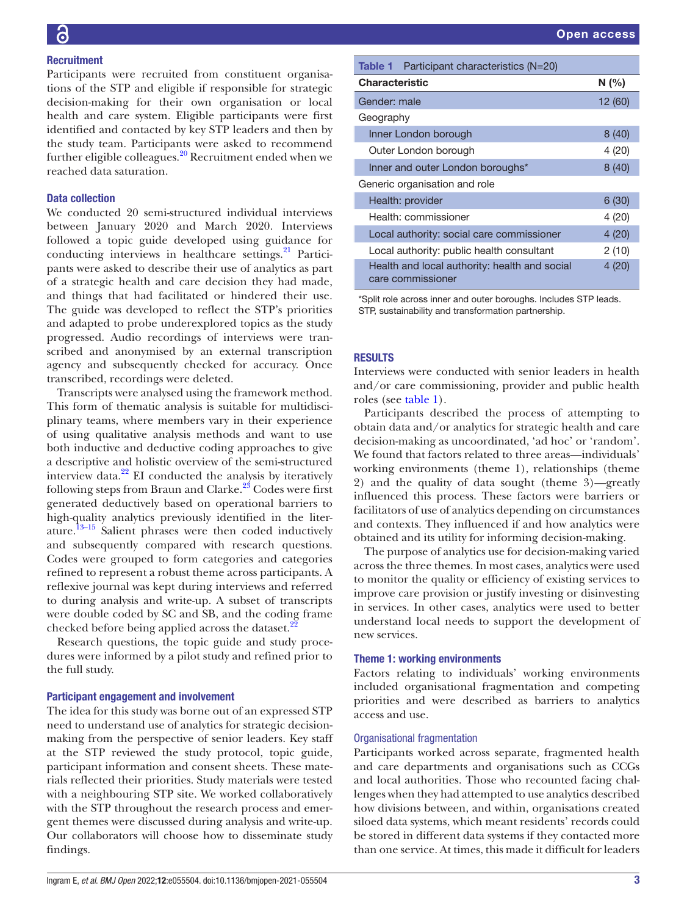### Recruitment

Participants were recruited from constituent organisations of the STP and eligible if responsible for strategic decision-making for their own organisation or local health and care system. Eligible participants were first identified and contacted by key STP leaders and then by the study team. Participants were asked to recommend further eligible colleagues.[20] Recruitment ended when we reached data saturation.

### Data collection

We conducted 20 semi-structured individual interviews between January 2020 and March 2020. Interviews followed a topic guide developed using guidance for conducting interviews in healthcare settings.[21] Participants were asked to describe their use of analytics as part of a strategic health and care decision they had made, and things that had facilitated or hindered their use. The guide was developed to reflect the STP's priorities and adapted to probe underexplored topics as the study progressed. Audio recordings of interviews were transcribed and anonymised by an external transcription agency and subsequently checked for accuracy. Once transcribed, recordings were deleted.

Transcripts were analysed using the framework method. This form of thematic analysis is suitable for multidisciplinary teams, where members vary in their experience of using qualitative analysis methods and want to use both inductive and deductive coding approaches to give a descriptive and holistic overview of the semi-structured interview data.[22] EI conducted the analysis by iteratively following steps from Braun and Clarke.[23] Codes were first generated deductively based on operational barriers to high-quality analytics previously identified in the literature.[13–15] Salient phrases were then coded inductively and subsequently compared with research questions. Codes were grouped to form categories and categories refined to represent a robust theme across participants. A reflexive journal was kept during interviews and referred to during analysis and write-up. A subset of transcripts were double coded by SC and SB, and the coding frame checked before being applied across the dataset.[22]

Research questions, the topic guide and study procedures were informed by a pilot study and refined prior to the full study.

### Participant engagement and involvement

The idea for this study was borne out of an expressed STP need to understand use of analytics for strategic decision-making from the perspective of senior leaders. Key staff at the STP reviewed the study protocol, topic guide, participant information and consent sheets. These materials reflected their priorities. Study materials were tested with a neighbouring STP site. We worked collaboratively with the STP throughout the research process and emergent themes were discussed during analysis and write-up. Our collaborators will choose how to disseminate study findings.

**Table 1** Participant characteristics (N=20)

| Characteristic | N (%) |
|---|---|
| Gender: male | 12 (60) |
| Geography | |
| Inner London borough | 8 (40) |
| Outer London borough | 4 (20) |
| Inner and outer London boroughs* | 8 (40) |
| Generic organisation and role | |
| Health: provider | 6 (30) |
| Health: commissioner | 4 (20) |
| Local authority: social care commissioner | 4 (20) |
| Local authority: public health consultant | 2 (10) |
| Health and local authority: health and social care commissioner | 4 (20) |

*Split role across inner and outer boroughs. Includes STP leads.
STP, sustainability and transformation partnership.

## RESULTS

Interviews were conducted with senior leaders in health and/or care commissioning, provider and public health roles (see table 1).

Participants described the process of attempting to obtain data and/or analytics for strategic health and care decision-making as uncoordinated, 'ad hoc' or 'random'. We found that factors related to three areas—individuals' working environments (theme 1), relationships (theme 2) and the quality of data sought (theme 3)—greatly influenced this process. These factors were barriers or facilitators of use of analytics depending on circumstances and contexts. They influenced if and how analytics were obtained and its utility for informing decision-making.

The purpose of analytics use for decision-making varied across the three themes. In most cases, analytics were used to monitor the quality or efficiency of existing services to improve care provision or justify investing or disinvesting in services. In other cases, analytics were used to better understand local needs to support the development of new services.

### Theme 1: working environments

Factors relating to individuals' working environments included organisational fragmentation and competing priorities and were described as barriers to analytics access and use.

#### Organisational fragmentation

Participants worked across separate, fragmented health and care departments and organisations such as CCGs and local authorities. Those who recounted facing challenges when they had attempted to use analytics described how divisions between, and within, organisations created siloed data systems, which meant residents' records could be stored in different data systems if they contacted more than one service. At times, this made it difficult for leaders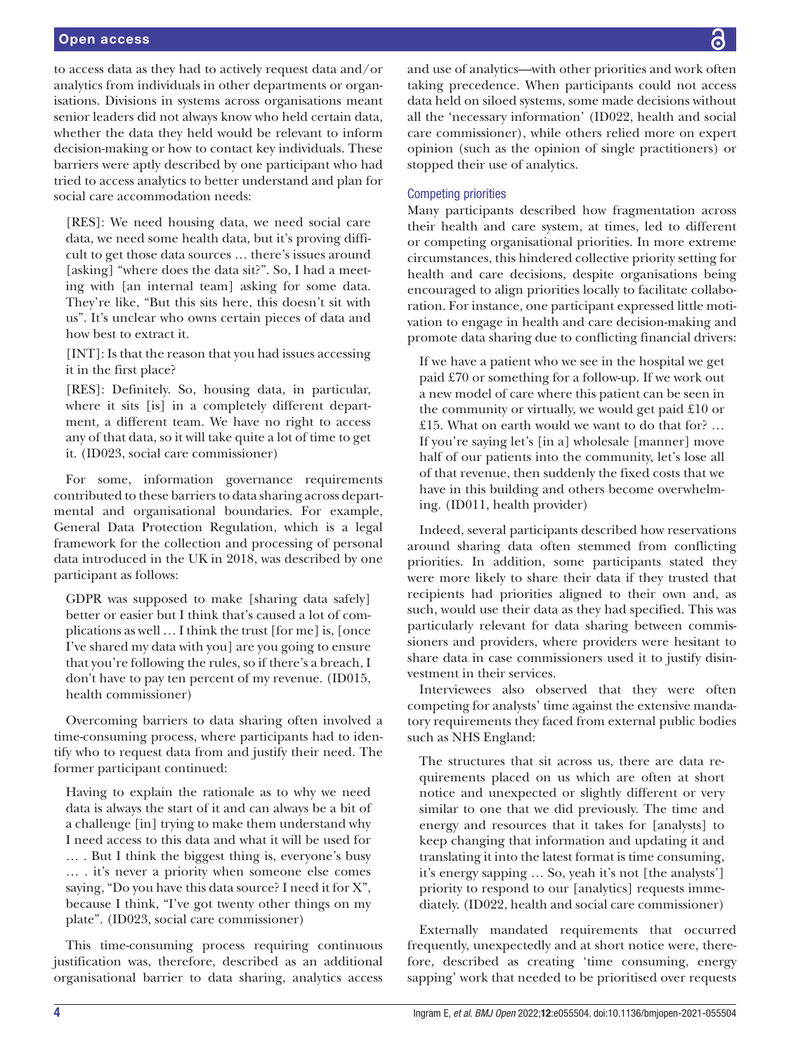to access data as they had to actively request data and/or analytics from individuals in other departments or organisations. Divisions in systems across organisations meant senior leaders did not always know who held certain data, whether the data they held would be relevant to inform decision-making or how to contact key individuals. These barriers were aptly described by one participant who had tried to access analytics to better understand and plan for social care accommodation needs:

> [RES]: We need housing data, we need social care data, we need some health data, but it's proving difficult to get those data sources … there's issues around [asking] "where does the data sit?". So, I had a meeting with [an internal team] asking for some data. They're like, "But this sits here, this doesn't sit with us". It's unclear who owns certain pieces of data and how best to extract it.
>
> [INT]: Is that the reason that you had issues accessing it in the first place?
>
> [RES]: Definitely. So, housing data, in particular, where it sits [is] in a completely different department, a different team. We have no right to access any of that data, so it will take quite a lot of time to get it. (ID023, social care commissioner)

For some, information governance requirements contributed to these barriers to data sharing across departmental and organisational boundaries. For example, General Data Protection Regulation, which is a legal framework for the collection and processing of personal data introduced in the UK in 2018, was described by one participant as follows:

> GDPR was supposed to make [sharing data safely] better or easier but I think that's caused a lot of complications as well … I think the trust [for me] is, [once I've shared my data with you] are you going to ensure that you're following the rules, so if there's a breach, I don't have to pay ten percent of my revenue. (ID015, health commissioner)

Overcoming barriers to data sharing often involved a time-consuming process, where participants had to identify who to request data from and justify their need. The former participant continued:

> Having to explain the rationale as to why we need data is always the start of it and can always be a bit of a challenge [in] trying to make them understand why I need access to this data and what it will be used for … . But I think the biggest thing is, everyone's busy … . it's never a priority when someone else comes saying, "Do you have this data source? I need it for X", because I think, "I've got twenty other things on my plate". (ID023, social care commissioner)

This time-consuming process requiring continuous justification was, therefore, described as an additional organisational barrier to data sharing, analytics access and use of analytics—with other priorities and work often taking precedence. When participants could not access data held on siloed systems, some made decisions without all the 'necessary information' (ID022, health and social care commissioner), while others relied more on expert opinion (such as the opinion of single practitioners) or stopped their use of analytics.

### Competing priorities

Many participants described how fragmentation across their health and care system, at times, led to different or competing organisational priorities. In more extreme circumstances, this hindered collective priority setting for health and care decisions, despite organisations being encouraged to align priorities locally to facilitate collaboration. For instance, one participant expressed little motivation to engage in health and care decision-making and promote data sharing due to conflicting financial drivers:

> If we have a patient who we see in the hospital we get paid £70 or something for a follow-up. If we work out a new model of care where this patient can be seen in the community or virtually, we would get paid £10 or £15. What on earth would we want to do that for? … If you're saying let's [in a] wholesale [manner] move half of our patients into the community, let's lose all of that revenue, then suddenly the fixed costs that we have in this building and others become overwhelming. (ID011, health provider)

Indeed, several participants described how reservations around sharing data often stemmed from conflicting priorities. In addition, some participants stated they were more likely to share their data if they trusted that recipients had priorities aligned to their own and, as such, would use their data as they had specified. This was particularly relevant for data sharing between commissioners and providers, where providers were hesitant to share data in case commissioners used it to justify disinvestment in their services.

Interviewees also observed that they were often competing for analysts' time against the extensive mandatory requirements they faced from external public bodies such as NHS England:

> The structures that sit across us, there are data requirements placed on us which are often at short notice and unexpected or slightly different or very similar to one that we did previously. The time and energy and resources that it takes for [analysts] to keep changing that information and updating it and translating it into the latest format is time consuming, it's energy sapping … So, yeah it's not [the analysts'] priority to respond to our [analytics] requests immediately. (ID022, health and social care commissioner)

Externally mandated requirements that occurred frequently, unexpectedly and at short notice were, therefore, described as creating 'time consuming, energy sapping' work that needed to be prioritised over requests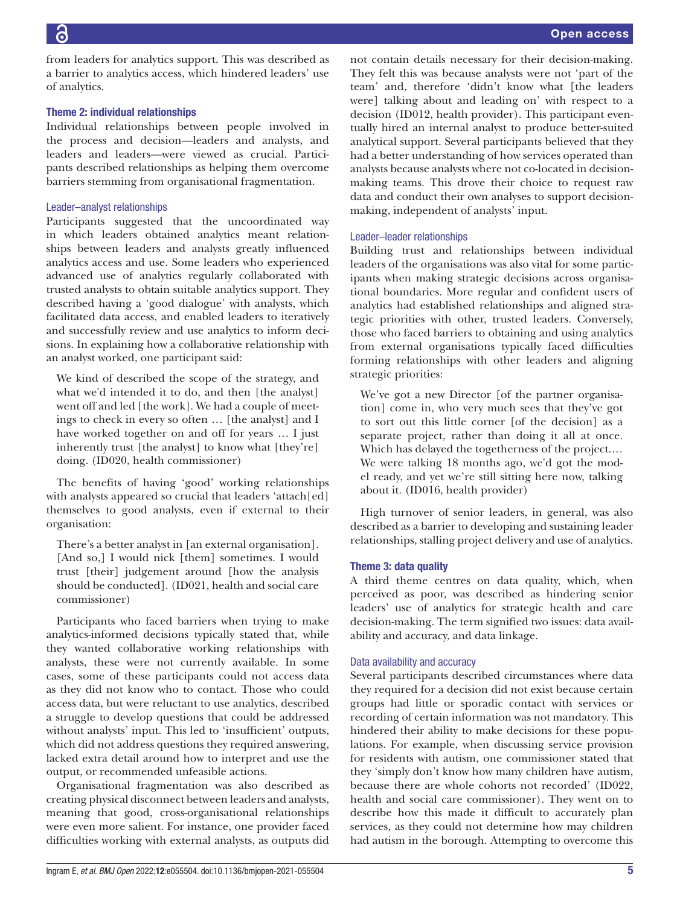from leaders for analytics support. This was described as a barrier to analytics access, which hindered leaders' use of analytics.

### Theme 2: individual relationships

Individual relationships between people involved in the process and decision—leaders and analysts, and leaders and leaders—were viewed as crucial. Participants described relationships as helping them overcome barriers stemming from organisational fragmentation.

#### Leader–analyst relationships

Participants suggested that the uncoordinated way in which leaders obtained analytics meant relationships between leaders and analysts greatly influenced analytics access and use. Some leaders who experienced advanced use of analytics regularly collaborated with trusted analysts to obtain suitable analytics support. They described having a 'good dialogue' with analysts, which facilitated data access, and enabled leaders to iteratively and successfully review and use analytics to inform decisions. In explaining how a collaborative relationship with an analyst worked, one participant said:

> We kind of described the scope of the strategy, and what we'd intended it to do, and then [the analyst] went off and led [the work]. We had a couple of meetings to check in every so often … [the analyst] and I have worked together on and off for years … I just inherently trust [the analyst] to know what [they're] doing. (ID020, health commissioner)

The benefits of having 'good' working relationships with analysts appeared so crucial that leaders 'attach[ed] themselves to good analysts, even if external to their organisation:

> There's a better analyst in [an external organisation]. [And so,] I would nick [them] sometimes. I would trust [their] judgement around [how the analysis should be conducted]. (ID021, health and social care commissioner)

Participants who faced barriers when trying to make analytics-informed decisions typically stated that, while they wanted collaborative working relationships with analysts, these were not currently available. In some cases, some of these participants could not access data as they did not know who to contact. Those who could access data, but were reluctant to use analytics, described a struggle to develop questions that could be addressed without analysts' input. This led to 'insufficient' outputs, which did not address questions they required answering, lacked extra detail around how to interpret and use the output, or recommended unfeasible actions.

Organisational fragmentation was also described as creating physical disconnect between leaders and analysts, meaning that good, cross-organisational relationships were even more salient. For instance, one provider faced difficulties working with external analysts, as outputs did not contain details necessary for their decision-making. They felt this was because analysts were not 'part of the team' and, therefore 'didn't know what [the leaders were] talking about and leading on' with respect to a decision (ID012, health provider). This participant eventually hired an internal analyst to produce better-suited analytical support. Several participants believed that they had a better understanding of how services operated than analysts because analysts where not co-located in decision-making teams. This drove their choice to request raw data and conduct their own analyses to support decision-making, independent of analysts' input.

#### Leader–leader relationships

Building trust and relationships between individual leaders of the organisations was also vital for some participants when making strategic decisions across organisational boundaries. More regular and confident users of analytics had established relationships and aligned strategic priorities with other, trusted leaders. Conversely, those who faced barriers to obtaining and using analytics from external organisations typically faced difficulties forming relationships with other leaders and aligning strategic priorities:

> We've got a new Director [of the partner organisation] come in, who very much sees that they've got to sort out this little corner [of the decision] as a separate project, rather than doing it all at once. Which has delayed the togetherness of the project.… We were talking 18 months ago, we'd got the model ready, and yet we're still sitting here now, talking about it. (ID016, health provider)

High turnover of senior leaders, in general, was also described as a barrier to developing and sustaining leader relationships, stalling project delivery and use of analytics.

### Theme 3: data quality

A third theme centres on data quality, which, when perceived as poor, was described as hindering senior leaders' use of analytics for strategic health and care decision-making. The term signified two issues: data availability and accuracy, and data linkage.

#### Data availability and accuracy

Several participants described circumstances where data they required for a decision did not exist because certain groups had little or sporadic contact with services or recording of certain information was not mandatory. This hindered their ability to make decisions for these populations. For example, when discussing service provision for residents with autism, one commissioner stated that they 'simply don't know how many children have autism, because there are whole cohorts not recorded' (ID022, health and social care commissioner). They went on to describe how this made it difficult to accurately plan services, as they could not determine how may children had autism in the borough. Attempting to overcome this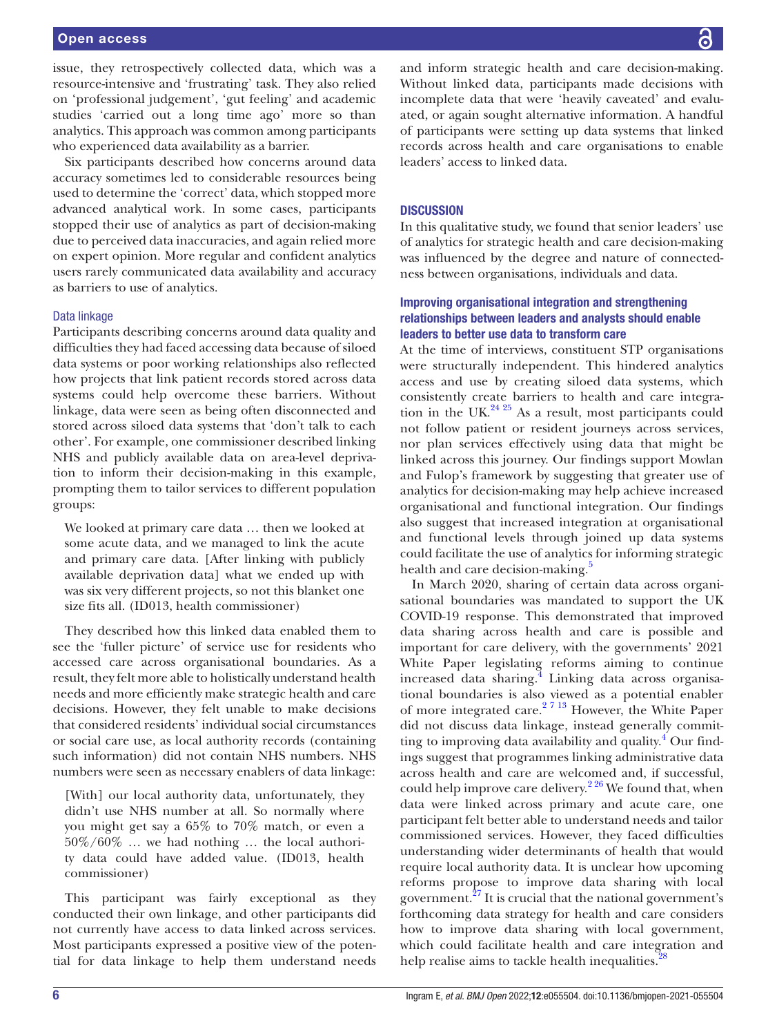issue, they retrospectively collected data, which was a resource-intensive and 'frustrating' task. They also relied on 'professional judgement', 'gut feeling' and academic studies 'carried out a long time ago' more so than analytics. This approach was common among participants who experienced data availability as a barrier.

Six participants described how concerns around data accuracy sometimes led to considerable resources being used to determine the 'correct' data, which stopped more advanced analytical work. In some cases, participants stopped their use of analytics as part of decision-making due to perceived data inaccuracies, and again relied more on expert opinion. More regular and confident analytics users rarely communicated data availability and accuracy as barriers to use of analytics.

### Data linkage

Participants describing concerns around data quality and difficulties they had faced accessing data because of siloed data systems or poor working relationships also reflected how projects that link patient records stored across data systems could help overcome these barriers. Without linkage, data were seen as being often disconnected and stored across siloed data systems that 'don't talk to each other'. For example, one commissioner described linking NHS and publicly available data on area-level deprivation to inform their decision-making in this example, prompting them to tailor services to different population groups:

> We looked at primary care data … then we looked at some acute data, and we managed to link the acute and primary care data. [After linking with publicly available deprivation data] what we ended up with was six very different projects, so not this blanket one size fits all. (ID013, health commissioner)

They described how this linked data enabled them to see the 'fuller picture' of service use for residents who accessed care across organisational boundaries. As a result, they felt more able to holistically understand health needs and more efficiently make strategic health and care decisions. However, they felt unable to make decisions that considered residents' individual social circumstances or social care use, as local authority records (containing such information) did not contain NHS numbers. NHS numbers were seen as necessary enablers of data linkage:

> [With] our local authority data, unfortunately, they didn't use NHS number at all. So normally where you might get say a 65% to 70% match, or even a 50%/60% … we had nothing … the local authority data could have added value. (ID013, health commissioner)

This participant was fairly exceptional as they conducted their own linkage, and other participants did not currently have access to data linked across services. Most participants expressed a positive view of the potential for data linkage to help them understand needs and inform strategic health and care decision-making. Without linked data, participants made decisions with incomplete data that were 'heavily caveated' and evaluated, or again sought alternative information. A handful of participants were setting up data systems that linked records across health and care organisations to enable leaders' access to linked data.

## DISCUSSION

In this qualitative study, we found that senior leaders' use of analytics for strategic health and care decision-making was influenced by the degree and nature of connectedness between organisations, individuals and data.

### Improving organisational integration and strengthening relationships between leaders and analysts should enable leaders to better use data to transform care

At the time of interviews, constituent STP organisations were structurally independent. This hindered analytics access and use by creating siloed data systems, which consistently create barriers to health and care integration in the UK.[24 25] As a result, most participants could not follow patient or resident journeys across services, nor plan services effectively using data that might be linked across this journey. Our findings support Mowlan and Fulop's framework by suggesting that greater use of analytics for decision-making may help achieve increased organisational and functional integration. Our findings also suggest that increased integration at organisational and functional levels through joined up data systems could facilitate the use of analytics for informing strategic health and care decision-making.[5]

In March 2020, sharing of certain data across organisational boundaries was mandated to support the UK COVID-19 response. This demonstrated that improved data sharing across health and care is possible and important for care delivery, with the governments' 2021 White Paper legislating reforms aiming to continue increased data sharing.[4] Linking data across organisational boundaries is also viewed as a potential enabler of more integrated care.[2 7 13] However, the White Paper did not discuss data linkage, instead generally committing to improving data availability and quality.[4] Our findings suggest that programmes linking administrative data across health and care are welcomed and, if successful, could help improve care delivery.[2 26] We found that, when data were linked across primary and acute care, one participant felt better able to understand needs and tailor commissioned services. However, they faced difficulties understanding wider determinants of health that would require local authority data. It is unclear how upcoming reforms propose to improve data sharing with local government.[27] It is crucial that the national government's forthcoming data strategy for health and care considers how to improve data sharing with local government, which could facilitate health and care integration and help realise aims to tackle health inequalities.[28]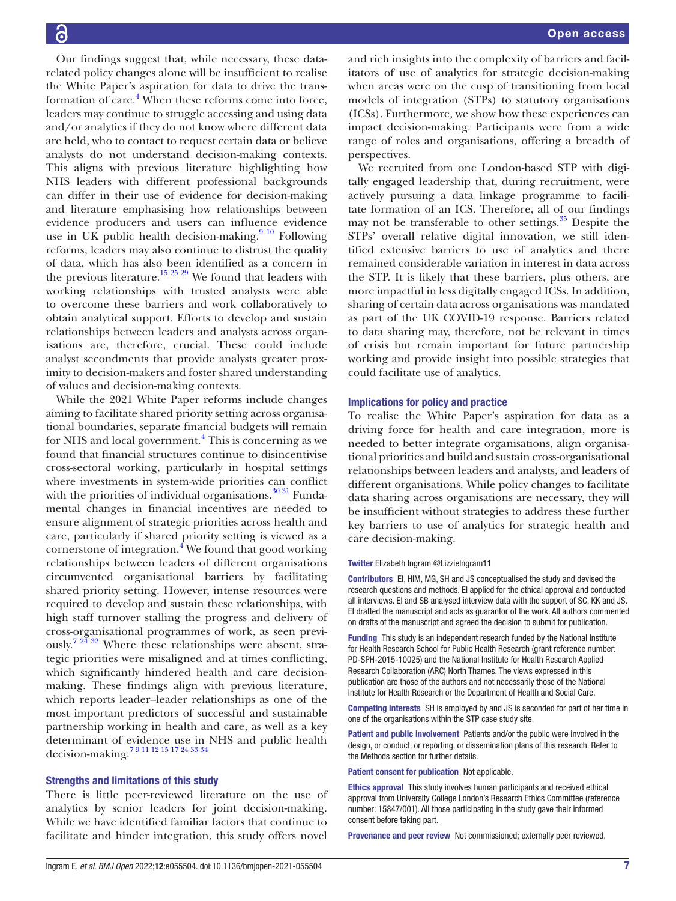Our findings suggest that, while necessary, these data-related policy changes alone will be insufficient to realise the White Paper's aspiration for data to drive the transformation of care.[4] When these reforms come into force, leaders may continue to struggle accessing and using data and/or analytics if they do not know where different data are held, who to contact to request certain data or believe analysts do not understand decision-making contexts. This aligns with previous literature highlighting how NHS leaders with different professional backgrounds can differ in their use of evidence for decision-making and literature emphasising how relationships between evidence producers and users can influence evidence use in UK public health decision-making.[9 10] Following reforms, leaders may also continue to distrust the quality of data, which has also been identified as a concern in the previous literature.[15 25 29] We found that leaders with working relationships with trusted analysts were able to overcome these barriers and work collaboratively to obtain analytical support. Efforts to develop and sustain relationships between leaders and analysts across organisations are, therefore, crucial. These could include analyst secondments that provide analysts greater proximity to decision-makers and foster shared understanding of values and decision-making contexts.

While the 2021 White Paper reforms include changes aiming to facilitate shared priority setting across organisational boundaries, separate financial budgets will remain for NHS and local government.[4] This is concerning as we found that financial structures continue to disincentivise cross-sectoral working, particularly in hospital settings where investments in system-wide priorities can conflict with the priorities of individual organisations.[30 31] Fundamental changes in financial incentives are needed to ensure alignment of strategic priorities across health and care, particularly if shared priority setting is viewed as a cornerstone of integration.[4] We found that good working relationships between leaders of different organisations circumvented organisational barriers by facilitating shared priority setting. However, intense resources were required to develop and sustain these relationships, with high staff turnover stalling the progress and delivery of cross-organisational programmes of work, as seen previously.[7 24 32] Where these relationships were absent, strategic priorities were misaligned and at times conflicting, which significantly hindered health and care decision-making. These findings align with previous literature, which reports leader–leader relationships as one of the most important predictors of successful and sustainable partnership working in health and care, as well as a key determinant of evidence use in NHS and public health decision-making.[7 9 11 12 15 17 24 33 34]

### Strengths and limitations of this study

There is little peer-reviewed literature on the use of analytics by senior leaders for joint decision-making. While we have identified familiar factors that continue to facilitate and hinder integration, this study offers novel and rich insights into the complexity of barriers and facilitators of use of analytics for strategic decision-making when areas were on the cusp of transitioning from local models of integration (STPs) to statutory organisations (ICSs). Furthermore, we show how these experiences can impact decision-making. Participants were from a wide range of roles and organisations, offering a breadth of perspectives.

We recruited from one London-based STP with digitally engaged leadership that, during recruitment, were actively pursuing a data linkage programme to facilitate formation of an ICS. Therefore, all of our findings may not be transferable to other settings.[35] Despite the STPs' overall relative digital innovation, we still identified extensive barriers to use of analytics and there remained considerable variation in interest in data across the STP. It is likely that these barriers, plus others, are more impactful in less digitally engaged ICSs. In addition, sharing of certain data across organisations was mandated as part of the UK COVID-19 response. Barriers related to data sharing may, therefore, not be relevant in times of crisis but remain important for future partnership working and provide insight into possible strategies that could facilitate use of analytics.

### Implications for policy and practice

To realise the White Paper's aspiration for data as a driving force for health and care integration, more is needed to better integrate organisations, align organisational priorities and build and sustain cross-organisational relationships between leaders and analysts, and leaders of different organisations. While policy changes to facilitate data sharing across organisations are necessary, they will be insufficient without strategies to address these further key barriers to use of analytics for strategic health and care decision-making.

**Twitter** Elizabeth Ingram @LizzieIngram11

**Contributors** EI, HIM, MG, SH and JS conceptualised the study and devised the research questions and methods. EI applied for the ethical approval and conducted all interviews. EI and SB analysed interview data with the support of SC, KK and JS. EI drafted the manuscript and acts as guarantor of the work. All authors commented on drafts of the manuscript and agreed the decision to submit for publication.

**Funding** This study is an independent research funded by the National Institute for Health Research School for Public Health Research (grant reference number: PD-SPH-2015-10025) and the National Institute for Health Research Applied Research Collaboration (ARC) North Thames. The views expressed in this publication are those of the authors and not necessarily those of the National Institute for Health Research or the Department of Health and Social Care.

**Competing interests** SH is employed by and JS is seconded for part of her time in one of the organisations within the STP case study site.

**Patient and public involvement** Patients and/or the public were involved in the design, or conduct, or reporting, or dissemination plans of this research. Refer to the Methods section for further details.

**Patient consent for publication** Not applicable.

**Ethics approval** This study involves human participants and received ethical approval from University College London's Research Ethics Committee (reference number: 15847/001). All those participating in the study gave their informed consent before taking part.

**Provenance and peer review** Not commissioned; externally peer reviewed.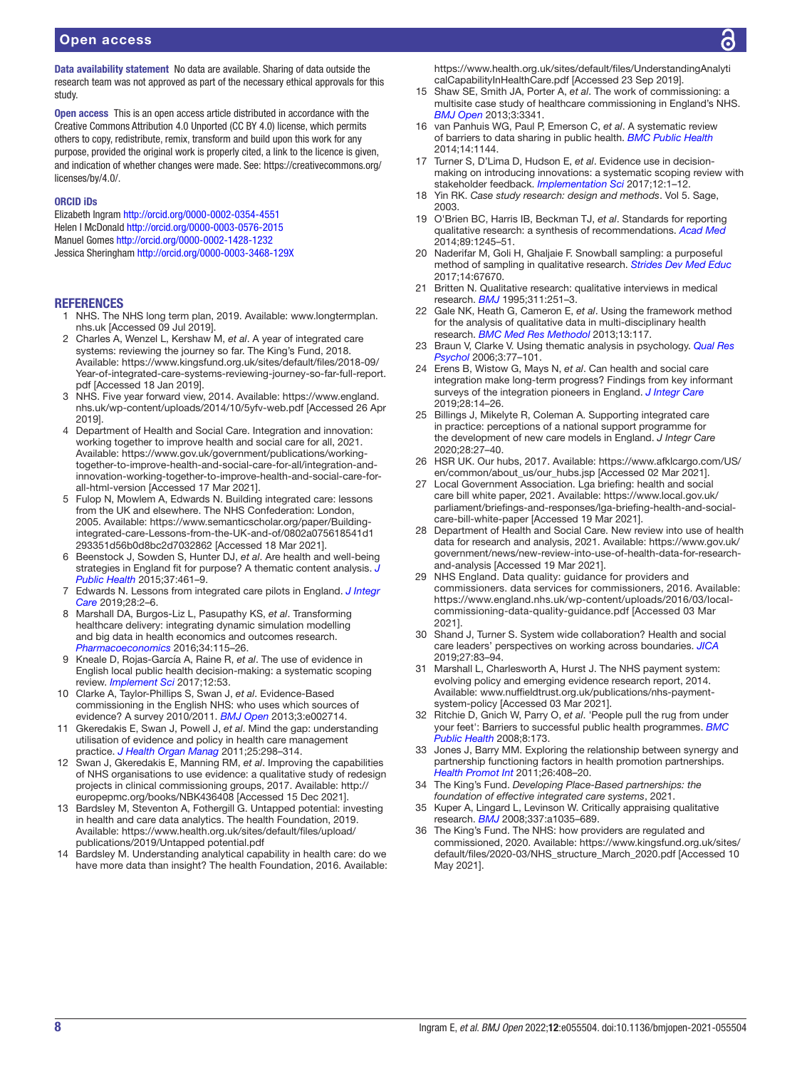**Data availability statement** No data are available. Sharing of data outside the research team was not approved as part of the necessary ethical approvals for this study.

**Open access** This is an open access article distributed in accordance with the Creative Commons Attribution 4.0 Unported (CC BY 4.0) license, which permits others to copy, redistribute, remix, transform and build upon this work for any purpose, provided the original work is properly cited, a link to the licence is given, and indication of whether changes were made. See: https://creativecommons.org/licenses/by/4.0/.

**ORCID iDs**

Elizabeth Ingram http://orcid.org/0000-0002-0354-4551
Helen I McDonald http://orcid.org/0000-0003-0576-2015
Manuel Gomes http://orcid.org/0000-0002-1428-1232
Jessica Sheringham http://orcid.org/0000-0003-3468-129X

## REFERENCES

1. NHS. The NHS long term plan, 2019. Available: www.longtermplan.nhs.uk [Accessed 09 Jul 2019].
2. Charles A, Wenzel L, Kershaw M, *et al*. A year of integrated care systems: reviewing the journey so far. The King's Fund, 2018. Available: https://www.kingsfund.org.uk/sites/default/files/2018-09/Year-of-integrated-care-systems-reviewing-journey-so-far-full-report.pdf [Accessed 18 Jan 2019].
3. NHS. Five year forward view, 2014. Available: https://www.england.nhs.uk/wp-content/uploads/2014/10/5yfv-web.pdf [Accessed 26 Apr 2019].
4. Department of Health and Social Care. Integration and innovation: working together to improve health and social care for all, 2021. Available: https://www.gov.uk/government/publications/working-together-to-improve-health-and-social-care-for-all/integration-and-innovation-working-together-to-improve-health-and-social-care-for-all-html-version [Accessed 17 Mar 2021].
5. Fulop N, Mowlem A, Edwards N. Building integrated care: lessons from the UK and elsewhere. The NHS Confederation: London, 2005. Available: https://www.semanticscholar.org/paper/Building-integrated-care-Lessons-from-the-UK-and-of/0802a075618541d1293351d56b0d8bc2d7032862 [Accessed 18 Mar 2021].
6. Beenstock J, Sowden S, Hunter DJ, *et al*. Are health and well-being strategies in England fit for purpose? A thematic content analysis. *J Public Health* 2015;37:461–9.
7. Edwards N. Lessons from integrated care pilots in England. *J Integr Care* 2019;28:2–6.
8. Marshall DA, Burgos-Liz L, Pasupathy KS, *et al*. Transforming healthcare delivery: integrating dynamic simulation modelling and big data in health economics and outcomes research. *Pharmacoeconomics* 2016;34:115–26.
9. Kneale D, Rojas-García A, Raine R, *et al*. The use of evidence in English local public health decision-making: a systematic scoping review. *Implement Sci* 2017;12:53.
10. Clarke A, Taylor-Phillips S, Swan J, *et al*. Evidence-Based commissioning in the English NHS: who uses which sources of evidence? A survey 2010/2011. *BMJ Open* 2013;3:e002714.
11. Gkeredakis E, Swan J, Powell J, *et al*. Mind the gap: understanding utilisation of evidence and policy in health care management practice. *J Health Organ Manag* 2011;25:298–314.
12. Swan J, Gkeredakis E, Manning RM, *et al*. Improving the capabilities of NHS organisations to use evidence: a qualitative study of redesign projects in clinical commissioning groups, 2017. Available: http://europepmc.org/books/NBK436408 [Accessed 15 Dec 2021].
13. Bardsley M, Steventon A, Fothergill G. Untapped potential: investing in health and care data analytics. The health Foundation, 2019. Available: https://www.health.org.uk/sites/default/files/upload/publications/2019/Untapped potential.pdf
14. Bardsley M. Understanding analytical capability in health care: do we have more data than insight? The health Foundation, 2016. Available: https://www.health.org.uk/sites/default/files/UnderstandingAnalyticalCapabilityInHealthCare.pdf [Accessed 23 Sep 2019].
15. Shaw SE, Smith JA, Porter A, *et al*. The work of commissioning: a multisite case study of healthcare commissioning in England's NHS. *BMJ Open* 2013;3:3341.
16. van Panhuis WG, Paul P, Emerson C, *et al*. A systematic review of barriers to data sharing in public health. *BMC Public Health* 2014;14:1144.
17. Turner S, D'Lima D, Hudson E, *et al*. Evidence use in decision-making on introducing innovations: a systematic scoping review with stakeholder feedback. *Implementation Sci* 2017;12:1–12.
18. Yin RK. *Case study research: design and methods*. Vol 5. Sage, 2003.
19. O'Brien BC, Harris IB, Beckman TJ, *et al*. Standards for reporting qualitative research: a synthesis of recommendations. *Acad Med* 2014;89:1245–51.
20. Naderifar M, Goli H, Ghaljaie F. Snowball sampling: a purposeful method of sampling in qualitative research. *Strides Dev Med Educ* 2017;14:67670.
21. Britten N. Qualitative research: qualitative interviews in medical research. *BMJ* 1995;311:251–3.
22. Gale NK, Heath G, Cameron E, *et al*. Using the framework method for the analysis of qualitative data in multi-disciplinary health research. *BMC Med Res Methodol* 2013;13:117.
23. Braun V, Clarke V. Using thematic analysis in psychology. *Qual Res Psychol* 2006;3:77–101.
24. Erens B, Wistow G, Mays N, *et al*. Can health and social care integration make long-term progress? Findings from key informant surveys of the integration pioneers in England. *J Integr Care* 2019;28:14–26.
25. Billings J, Mikelyte R, Coleman A. Supporting integrated care in practice: perceptions of a national support programme for the development of new care models in England. *J Integr Care* 2020;28:27–40.
26. HSR UK. Our hubs, 2017. Available: https://www.afklcargo.com/US/en/common/about_us/our_hubs.jsp [Accessed 02 Mar 2021].
27. Local Government Association. Lga briefing: health and social care bill white paper, 2021. Available: https://www.local.gov.uk/parliament/briefings-and-responses/lga-briefing-health-and-social-care-bill-white-paper [Accessed 19 Mar 2021].
28. Department of Health and Social Care. New review into use of health data for research and analysis, 2021. Available: https://www.gov.uk/government/news/new-review-into-use-of-health-data-for-research-and-analysis [Accessed 19 Mar 2021].
29. NHS England. Data quality: guidance for providers and commissioners. data services for commissioners, 2016. Available: https://www.england.nhs.uk/wp-content/uploads/2016/03/local-commissioning-data-quality-guidance.pdf [Accessed 03 Mar 2021].
30. Shand J, Turner S. System wide collaboration? Health and social care leaders' perspectives on working across boundaries. *JICA* 2019;27:83–94.
31. Marshall L, Charlesworth A, Hurst J. The NHS payment system: evolving policy and emerging evidence research report, 2014. Available: www.nuffieldtrust.org.uk/publications/nhs-payment-system-policy [Accessed 03 Mar 2021].
32. Ritchie D, Gnich W, Parry O, *et al*. 'People pull the rug from under your feet': Barriers to successful public health programmes. *BMC Public Health* 2008;8:173.
33. Jones J, Barry MM. Exploring the relationship between synergy and partnership functioning factors in health promotion partnerships. *Health Promot Int* 2011;26:408–20.
34. The King's Fund. *Developing Place-Based partnerships: the foundation of effective integrated care systems*, 2021.
35. Kuper A, Lingard L, Levinson W. Critically appraising qualitative research. *BMJ* 2008;337:a1035–689.
36. The King's Fund. The NHS: how providers are regulated and commissioned, 2020. Available: https://www.kingsfund.org.uk/sites/default/files/2020-03/NHS_structure_March_2020.pdf [Accessed 10 May 2021].